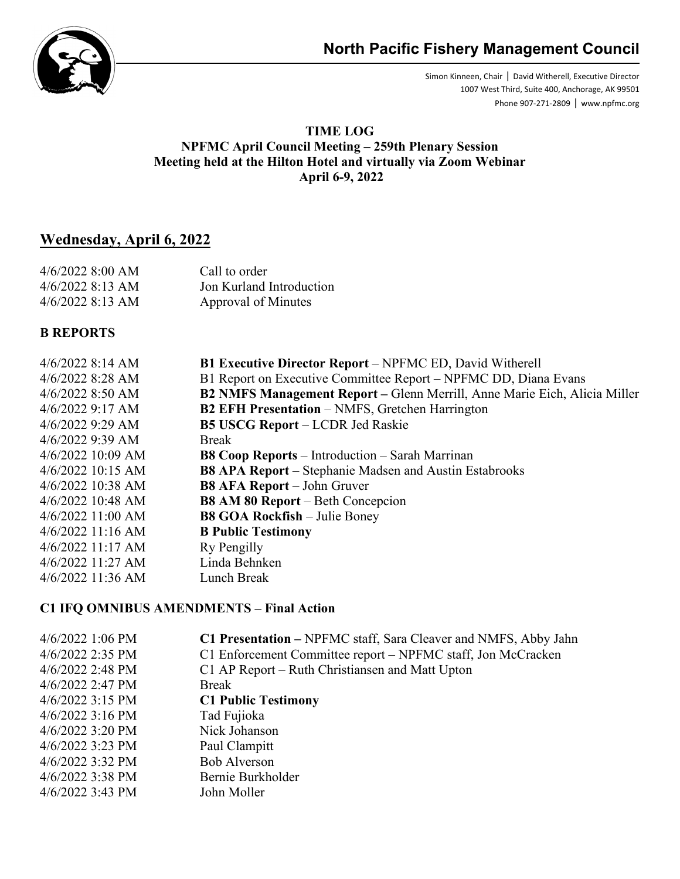# North Pacific Fishery Management Council

Simon Kinneen, Chair | David Witherell, Executive Director
1007 West Third, Suite 400, Anchorage, AK 99501
Phone 907-271-2809 | www.npfmc.org

**TIME LOG**
**NPFMC April Council Meeting – 259th Plenary Session**
**Meeting held at the Hilton Hotel and virtually via Zoom Webinar**
**April 6-9, 2022**

## Wednesday, April 6, 2022

| | |
|---|---|
| 4/6/2022 8:00 AM | Call to order |
| 4/6/2022 8:13 AM | Jon Kurland Introduction |
| 4/6/2022 8:13 AM | Approval of Minutes |

### B REPORTS

| | |
|---|---|
| 4/6/2022 8:14 AM | **B1 Executive Director Report** – NPFMC ED, David Witherell |
| 4/6/2022 8:28 AM | B1 Report on Executive Committee Report – NPFMC DD, Diana Evans |
| 4/6/2022 8:50 AM | **B2 NMFS Management Report –** Glenn Merrill, Anne Marie Eich, Alicia Miller |
| 4/6/2022 9:17 AM | **B2 EFH Presentation** – NMFS, Gretchen Harrington |
| 4/6/2022 9:29 AM | **B5 USCG Report** – LCDR Jed Raskie |
| 4/6/2022 9:39 AM | Break |
| 4/6/2022 10:09 AM | **B8 Coop Reports** – Introduction – Sarah Marrinan |
| 4/6/2022 10:15 AM | **B8 APA Report** – Stephanie Madsen and Austin Estabrooks |
| 4/6/2022 10:38 AM | **B8 AFA Report** – John Gruver |
| 4/6/2022 10:48 AM | **B8 AM 80 Report** – Beth Concepcion |
| 4/6/2022 11:00 AM | **B8 GOA Rockfish** – Julie Boney |
| 4/6/2022 11:16 AM | **B Public Testimony** |
| 4/6/2022 11:17 AM | Ry Pengilly |
| 4/6/2022 11:27 AM | Linda Behnken |
| 4/6/2022 11:36 AM | Lunch Break |

### C1 IFQ OMNIBUS AMENDMENTS – Final Action

| | |
|---|---|
| 4/6/2022 1:06 PM | **C1 Presentation –** NPFMC staff, Sara Cleaver and NMFS, Abby Jahn |
| 4/6/2022 2:35 PM | C1 Enforcement Committee report – NPFMC staff, Jon McCracken |
| 4/6/2022 2:48 PM | C1 AP Report – Ruth Christiansen and Matt Upton |
| 4/6/2022 2:47 PM | Break |
| 4/6/2022 3:15 PM | **C1 Public Testimony** |
| 4/6/2022 3:16 PM | Tad Fujioka |
| 4/6/2022 3:20 PM | Nick Johanson |
| 4/6/2022 3:23 PM | Paul Clampitt |
| 4/6/2022 3:32 PM | Bob Alverson |
| 4/6/2022 3:38 PM | Bernie Burkholder |
| 4/6/2022 3:43 PM | John Moller |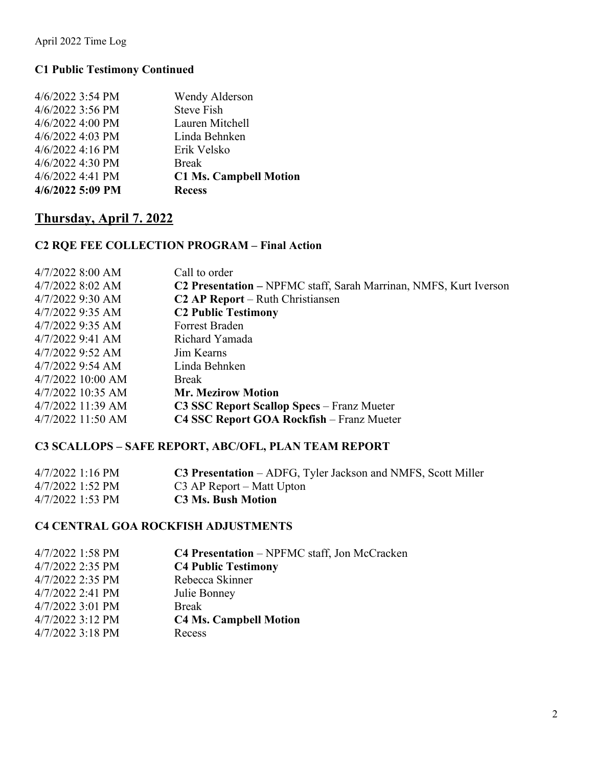## C1 Public Testimony Continued

| | |
|---|---|
| 4/6/2022 3:54 PM | Wendy Alderson |
| 4/6/2022 3:56 PM | Steve Fish |
| 4/6/2022 4:00 PM | Lauren Mitchell |
| 4/6/2022 4:03 PM | Linda Behnken |
| 4/6/2022 4:16 PM | Erik Velsko |
| 4/6/2022 4:30 PM | Break |
| 4/6/2022 4:41 PM | **C1 Ms. Campbell Motion** |
| **4/6/2022 5:09 PM** | **Recess** |

# Thursday, April 7. 2022

## C2 RQE FEE COLLECTION PROGRAM – Final Action

| | |
|---|---|
| 4/7/2022 8:00 AM | Call to order |
| 4/7/2022 8:02 AM | **C2 Presentation –** NPFMC staff, Sarah Marrinan, NMFS, Kurt Iverson |
| 4/7/2022 9:30 AM | **C2 AP Report** – Ruth Christiansen |
| 4/7/2022 9:35 AM | **C2 Public Testimony** |
| 4/7/2022 9:35 AM | Forrest Braden |
| 4/7/2022 9:41 AM | Richard Yamada |
| 4/7/2022 9:52 AM | Jim Kearns |
| 4/7/2022 9:54 AM | Linda Behnken |
| 4/7/2022 10:00 AM | Break |
| 4/7/2022 10:35 AM | **Mr. Mezirow Motion** |
| 4/7/2022 11:39 AM | **C3 SSC Report Scallop Specs** – Franz Mueter |
| 4/7/2022 11:50 AM | **C4 SSC Report GOA Rockfish** – Franz Mueter |

## C3 SCALLOPS – SAFE REPORT, ABC/OFL, PLAN TEAM REPORT

| | |
|---|---|
| 4/7/2022 1:16 PM | **C3 Presentation** – ADFG, Tyler Jackson and NMFS, Scott Miller |
| 4/7/2022 1:52 PM | C3 AP Report – Matt Upton |
| 4/7/2022 1:53 PM | **C3 Ms. Bush Motion** |

## C4 CENTRAL GOA ROCKFISH ADJUSTMENTS

| | |
|---|---|
| 4/7/2022 1:58 PM | **C4 Presentation** – NPFMC staff, Jon McCracken |
| 4/7/2022 2:35 PM | **C4 Public Testimony** |
| 4/7/2022 2:35 PM | Rebecca Skinner |
| 4/7/2022 2:41 PM | Julie Bonney |
| 4/7/2022 3:01 PM | Break |
| 4/7/2022 3:12 PM | **C4 Ms. Campbell Motion** |
| 4/7/2022 3:18 PM | Recess |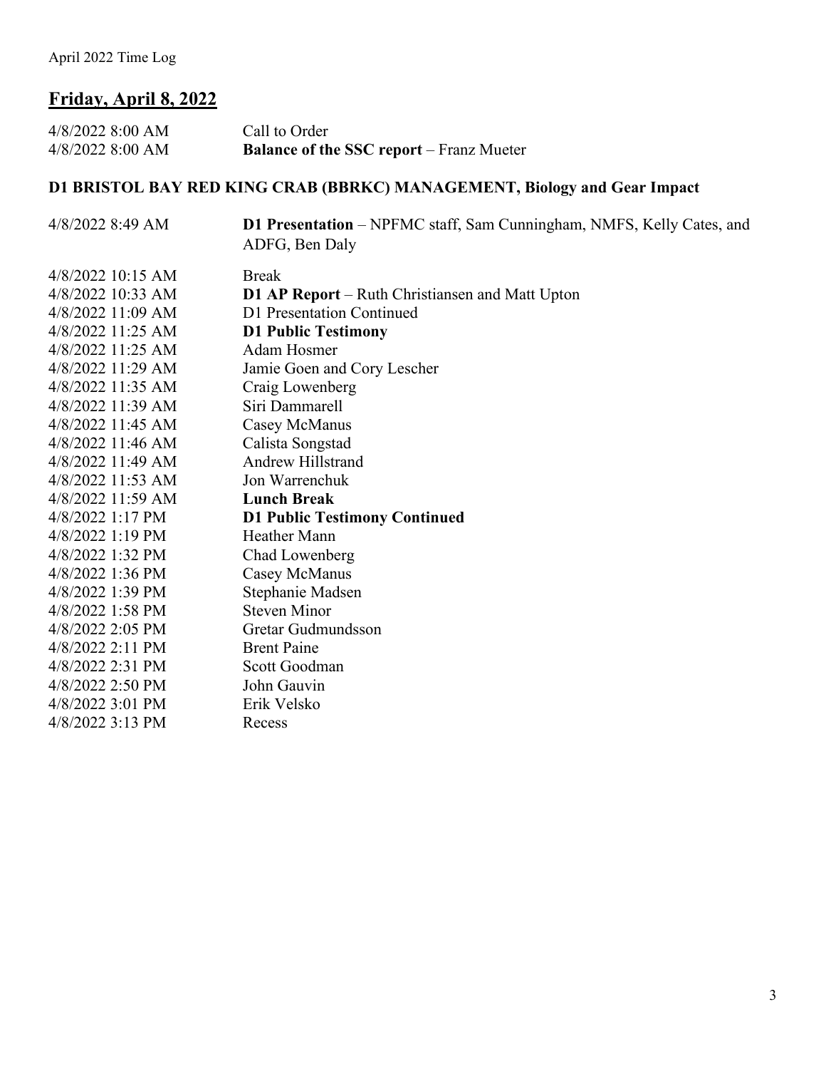## Friday, April 8, 2022

| | |
|---|---|
| 4/8/2022 8:00 AM | Call to Order |
| 4/8/2022 8:00 AM | **Balance of the SSC report** – Franz Mueter |

### D1 BRISTOL BAY RED KING CRAB (BBRKC) MANAGEMENT, Biology and Gear Impact

| | |
|---|---|
| 4/8/2022 8:49 AM | **D1 Presentation** – NPFMC staff, Sam Cunningham, NMFS, Kelly Cates, and ADFG, Ben Daly |
| 4/8/2022 10:15 AM | Break |
| 4/8/2022 10:33 AM | **D1 AP Report** – Ruth Christiansen and Matt Upton |
| 4/8/2022 11:09 AM | D1 Presentation Continued |
| 4/8/2022 11:25 AM | **D1 Public Testimony** |
| 4/8/2022 11:25 AM | Adam Hosmer |
| 4/8/2022 11:29 AM | Jamie Goen and Cory Lescher |
| 4/8/2022 11:35 AM | Craig Lowenberg |
| 4/8/2022 11:39 AM | Siri Dammarell |
| 4/8/2022 11:45 AM | Casey McManus |
| 4/8/2022 11:46 AM | Calista Songstad |
| 4/8/2022 11:49 AM | Andrew Hillstrand |
| 4/8/2022 11:53 AM | Jon Warrenchuk |
| 4/8/2022 11:59 AM | **Lunch Break** |
| 4/8/2022 1:17 PM | **D1 Public Testimony Continued** |
| 4/8/2022 1:19 PM | Heather Mann |
| 4/8/2022 1:32 PM | Chad Lowenberg |
| 4/8/2022 1:36 PM | Casey McManus |
| 4/8/2022 1:39 PM | Stephanie Madsen |
| 4/8/2022 1:58 PM | Steven Minor |
| 4/8/2022 2:05 PM | Gretar Gudmundsson |
| 4/8/2022 2:11 PM | Brent Paine |
| 4/8/2022 2:31 PM | Scott Goodman |
| 4/8/2022 2:50 PM | John Gauvin |
| 4/8/2022 3:01 PM | Erik Velsko |
| 4/8/2022 3:13 PM | Recess |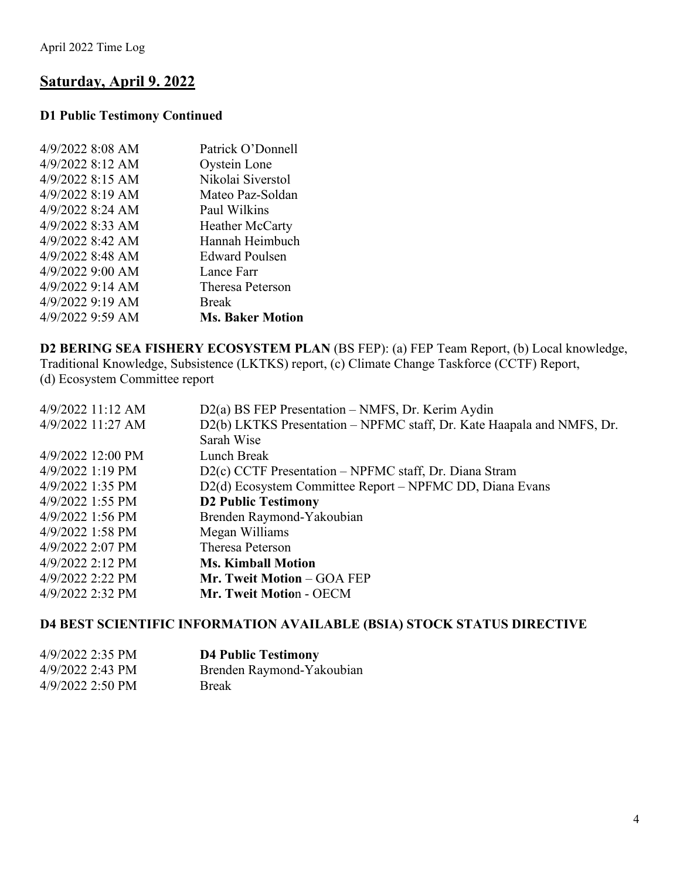## Saturday, April 9. 2022

### D1 Public Testimony Continued

| | |
|---|---|
| 4/9/2022 8:08 AM | Patrick O'Donnell |
| 4/9/2022 8:12 AM | Oystein Lone |
| 4/9/2022 8:15 AM | Nikolai Siverstol |
| 4/9/2022 8:19 AM | Mateo Paz-Soldan |
| 4/9/2022 8:24 AM | Paul Wilkins |
| 4/9/2022 8:33 AM | Heather McCarty |
| 4/9/2022 8:42 AM | Hannah Heimbuch |
| 4/9/2022 8:48 AM | Edward Poulsen |
| 4/9/2022 9:00 AM | Lance Farr |
| 4/9/2022 9:14 AM | Theresa Peterson |
| 4/9/2022 9:19 AM | Break |
| 4/9/2022 9:59 AM | **Ms. Baker Motion** |

**D2 BERING SEA FISHERY ECOSYSTEM PLAN** (BS FEP): (a) FEP Team Report, (b) Local knowledge, Traditional Knowledge, Subsistence (LKTKS) report, (c) Climate Change Taskforce (CCTF) Report, (d) Ecosystem Committee report

| | |
|---|---|
| 4/9/2022 11:12 AM | D2(a) BS FEP Presentation – NMFS, Dr. Kerim Aydin |
| 4/9/2022 11:27 AM | D2(b) LKTKS Presentation – NPFMC staff, Dr. Kate Haapala and NMFS, Dr. Sarah Wise |
| 4/9/2022 12:00 PM | Lunch Break |
| 4/9/2022 1:19 PM | D2(c) CCTF Presentation – NPFMC staff, Dr. Diana Stram |
| 4/9/2022 1:35 PM | D2(d) Ecosystem Committee Report – NPFMC DD, Diana Evans |
| 4/9/2022 1:55 PM | **D2 Public Testimony** |
| 4/9/2022 1:56 PM | Brenden Raymond-Yakoubian |
| 4/9/2022 1:58 PM | Megan Williams |
| 4/9/2022 2:07 PM | Theresa Peterson |
| 4/9/2022 2:12 PM | **Ms. Kimball Motion** |
| 4/9/2022 2:22 PM | **Mr. Tweit Motion** – GOA FEP |
| 4/9/2022 2:32 PM | **Mr. Tweit Motio**n - OECM |

### D4 BEST SCIENTIFIC INFORMATION AVAILABLE (BSIA) STOCK STATUS DIRECTIVE

| | |
|---|---|
| 4/9/2022 2:35 PM | **D4 Public Testimony** |
| 4/9/2022 2:43 PM | Brenden Raymond-Yakoubian |
| 4/9/2022 2:50 PM | Break |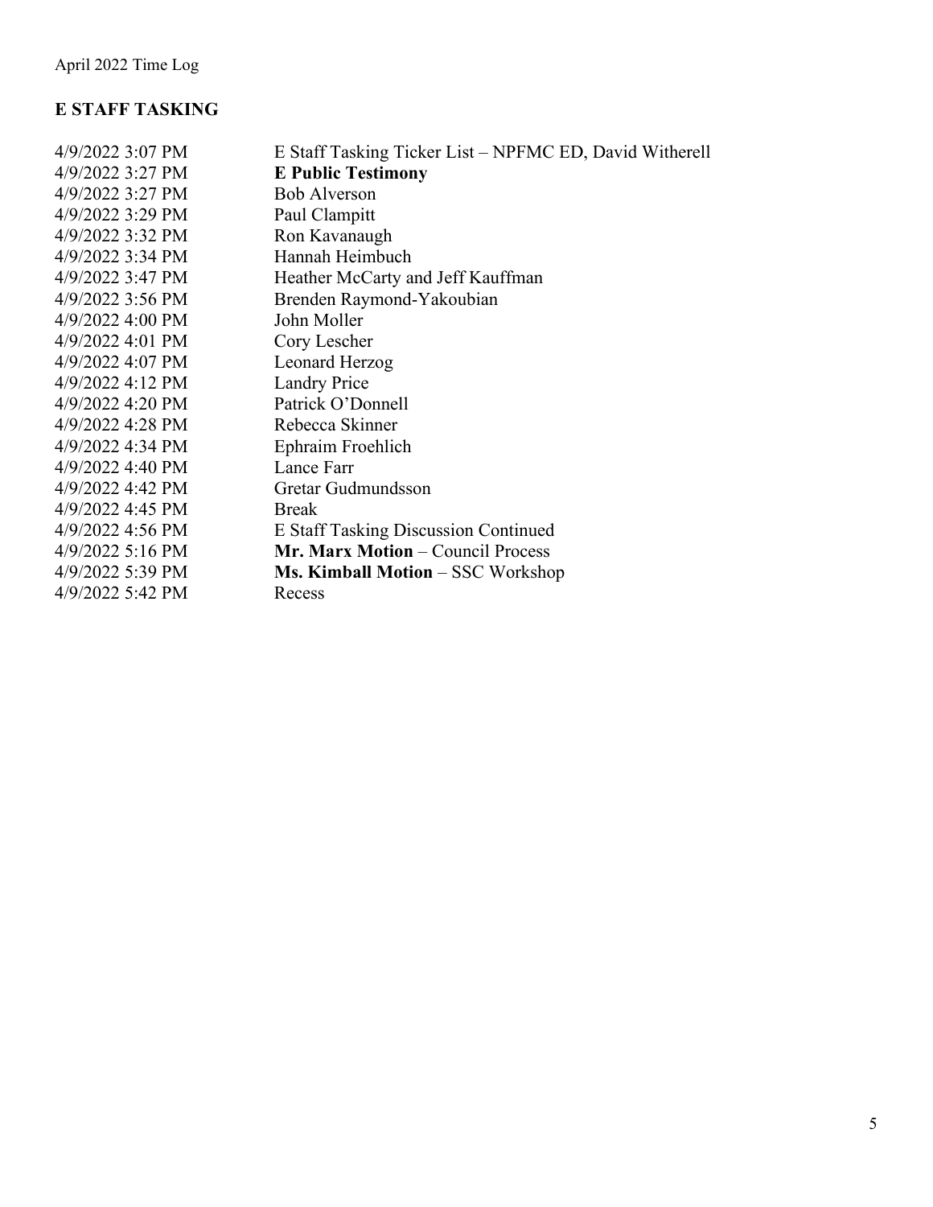## E STAFF TASKING

| | |
|---|---|
| 4/9/2022 3:07 PM | E Staff Tasking Ticker List – NPFMC ED, David Witherell |
| 4/9/2022 3:27 PM | **E Public Testimony** |
| 4/9/2022 3:27 PM | Bob Alverson |
| 4/9/2022 3:29 PM | Paul Clampitt |
| 4/9/2022 3:32 PM | Ron Kavanaugh |
| 4/9/2022 3:34 PM | Hannah Heimbuch |
| 4/9/2022 3:47 PM | Heather McCarty and Jeff Kauffman |
| 4/9/2022 3:56 PM | Brenden Raymond-Yakoubian |
| 4/9/2022 4:00 PM | John Moller |
| 4/9/2022 4:01 PM | Cory Lescher |
| 4/9/2022 4:07 PM | Leonard Herzog |
| 4/9/2022 4:12 PM | Landry Price |
| 4/9/2022 4:20 PM | Patrick O'Donnell |
| 4/9/2022 4:28 PM | Rebecca Skinner |
| 4/9/2022 4:34 PM | Ephraim Froehlich |
| 4/9/2022 4:40 PM | Lance Farr |
| 4/9/2022 4:42 PM | Gretar Gudmundsson |
| 4/9/2022 4:45 PM | Break |
| 4/9/2022 4:56 PM | E Staff Tasking Discussion Continued |
| 4/9/2022 5:16 PM | **Mr. Marx Motion** – Council Process |
| 4/9/2022 5:39 PM | **Ms. Kimball Motion** – SSC Workshop |
| 4/9/2022 5:42 PM | Recess |